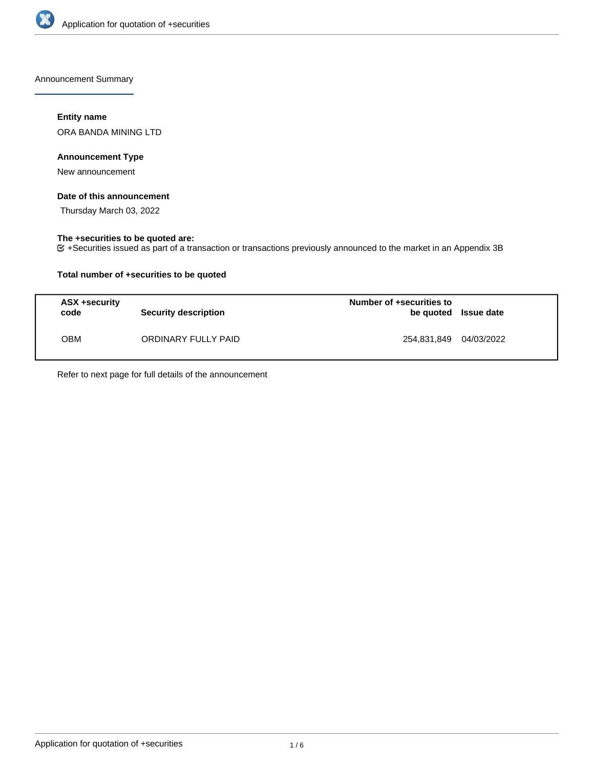Announcement Summary

**Entity name**

ORA BANDA MINING LTD

**Announcement Type**

New announcement

**Date of this announcement**

Thursday March 03, 2022

**The +securities to be quoted are:**

+Securities issued as part of a transaction or transactions previously announced to the market in an Appendix 3B

**Total number of +securities to be quoted**

| ASX +security code | Security description | Number of +securities to be quoted | Issue date |
|---|---|---|---|
| OBM | ORDINARY FULLY PAID | 254,831,849 | 04/03/2022 |

Refer to next page for full details of the announcement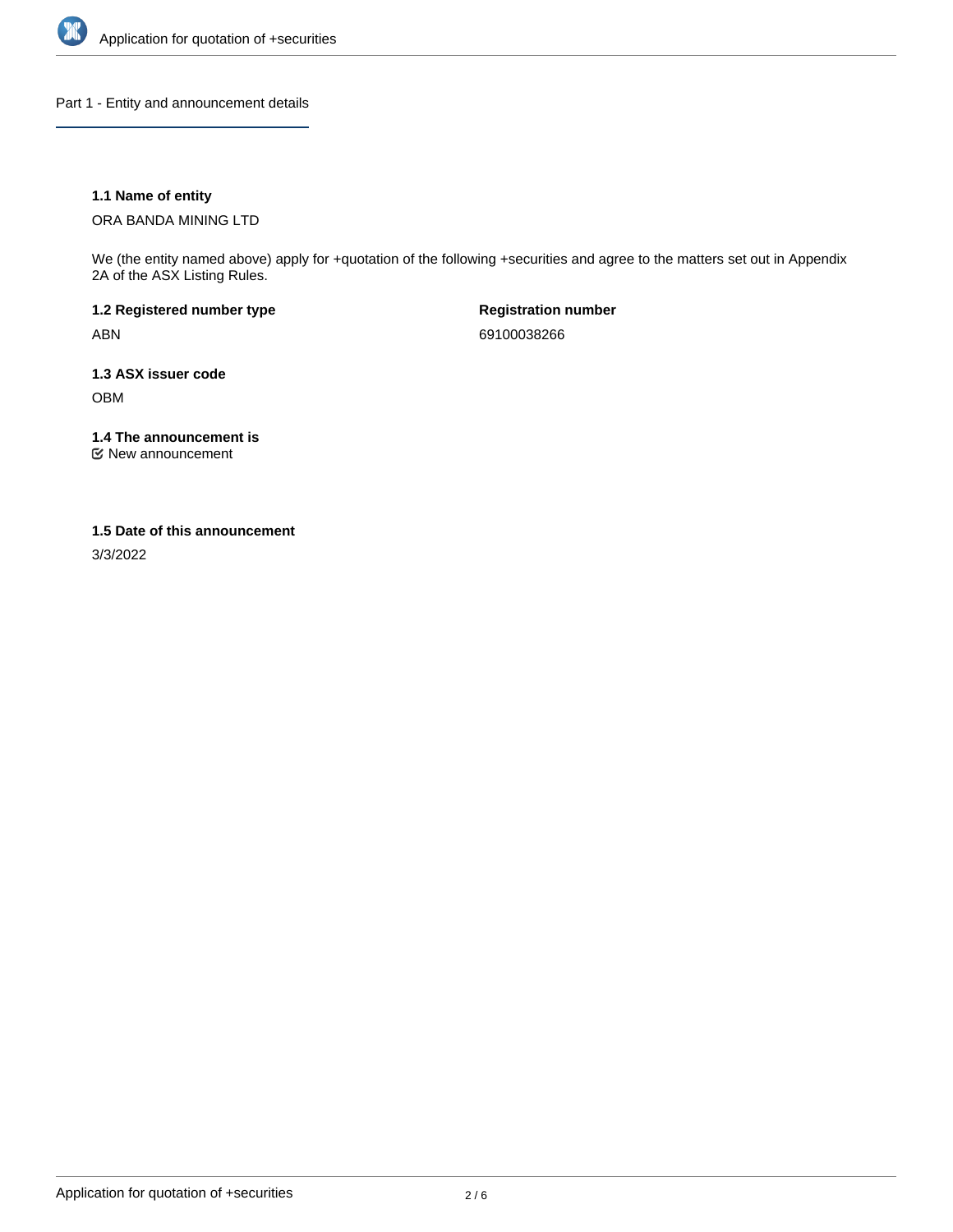## Part 1 - Entity and announcement details

**1.1 Name of entity**

ORA BANDA MINING LTD

We (the entity named above) apply for +quotation of the following +securities and agree to the matters set out in Appendix 2A of the ASX Listing Rules.

**1.2 Registered number type**

ABN

**Registration number**

69100038266

**1.3 ASX issuer code**

OBM

**1.4 The announcement is**

☑ New announcement

**1.5 Date of this announcement**

3/3/2022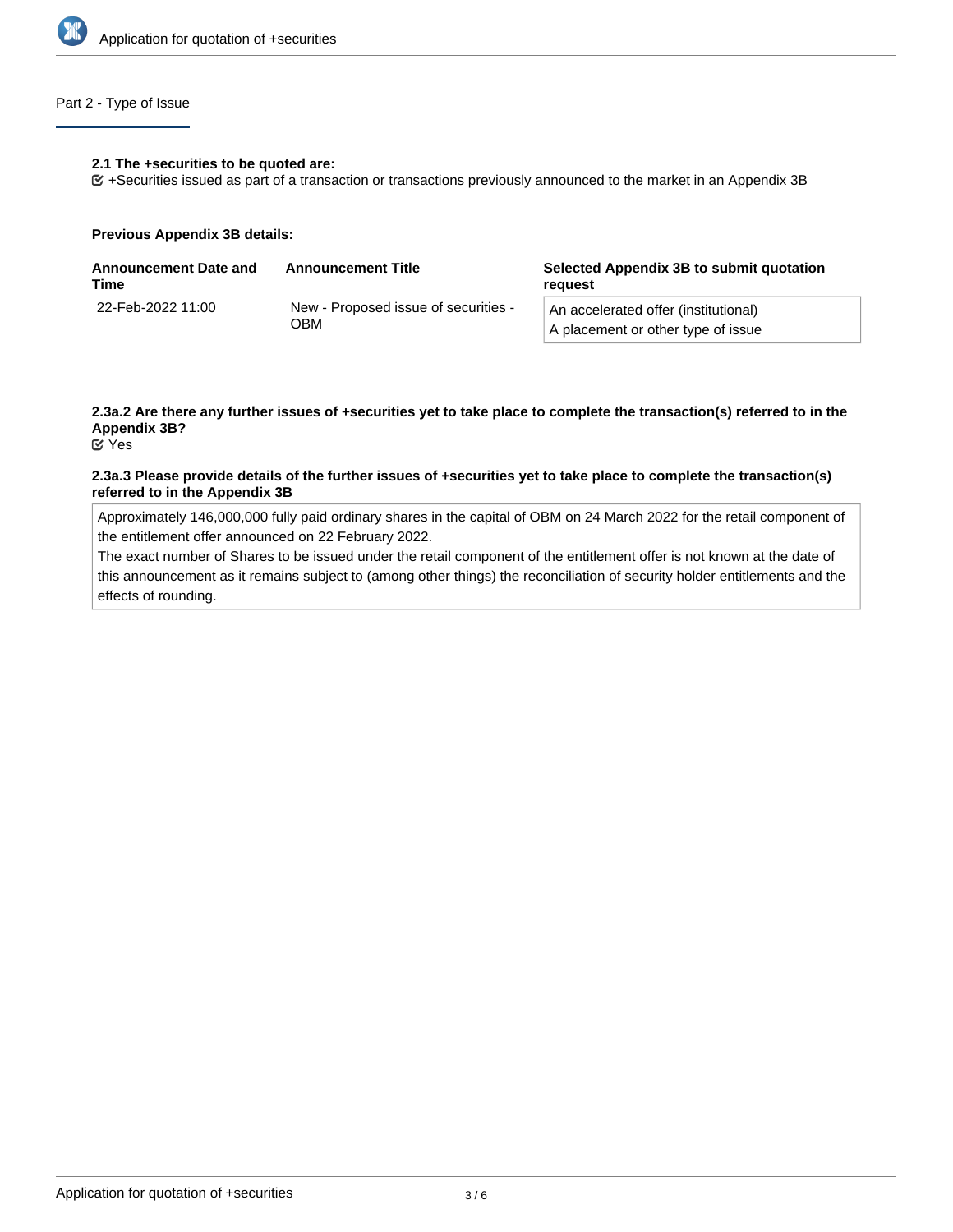## Part 2 - Type of Issue

**2.1 The +securities to be quoted are:**

☑ +Securities issued as part of a transaction or transactions previously announced to the market in an Appendix 3B

**Previous Appendix 3B details:**

| Announcement Date and Time | Announcement Title | Selected Appendix 3B to submit quotation request |
|---|---|---|
| 22-Feb-2022 11:00 | New - Proposed issue of securities - OBM | An accelerated offer (institutional)<br>A placement or other type of issue |

**2.3a.2 Are there any further issues of +securities yet to take place to complete the transaction(s) referred to in the Appendix 3B?**

☑ Yes

**2.3a.3 Please provide details of the further issues of +securities yet to take place to complete the transaction(s) referred to in the Appendix 3B**

Approximately 146,000,000 fully paid ordinary shares in the capital of OBM on 24 March 2022 for the retail component of the entitlement offer announced on 22 February 2022.
The exact number of Shares to be issued under the retail component of the entitlement offer is not known at the date of this announcement as it remains subject to (among other things) the reconciliation of security holder entitlements and the effects of rounding.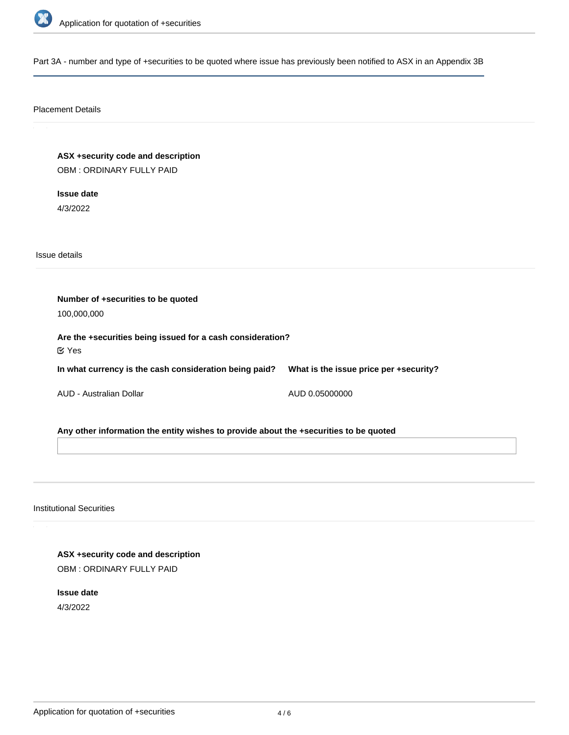Part 3A - number and type of +securities to be quoted where issue has previously been notified to ASX in an Appendix 3B

## Placement Details

**ASX +security code and description**

OBM : ORDINARY FULLY PAID

**Issue date**

4/3/2022

### Issue details

**Number of +securities to be quoted**

100,000,000

**Are the +securities being issued for a cash consideration?**

☑ Yes

| In what currency is the cash consideration being paid? | What is the issue price per +security? |
|---|---|
| AUD - Australian Dollar | AUD 0.05000000 |

**Any other information the entity wishes to provide about the +securities to be quoted**

## Institutional Securities

**ASX +security code and description**

OBM : ORDINARY FULLY PAID

**Issue date**

4/3/2022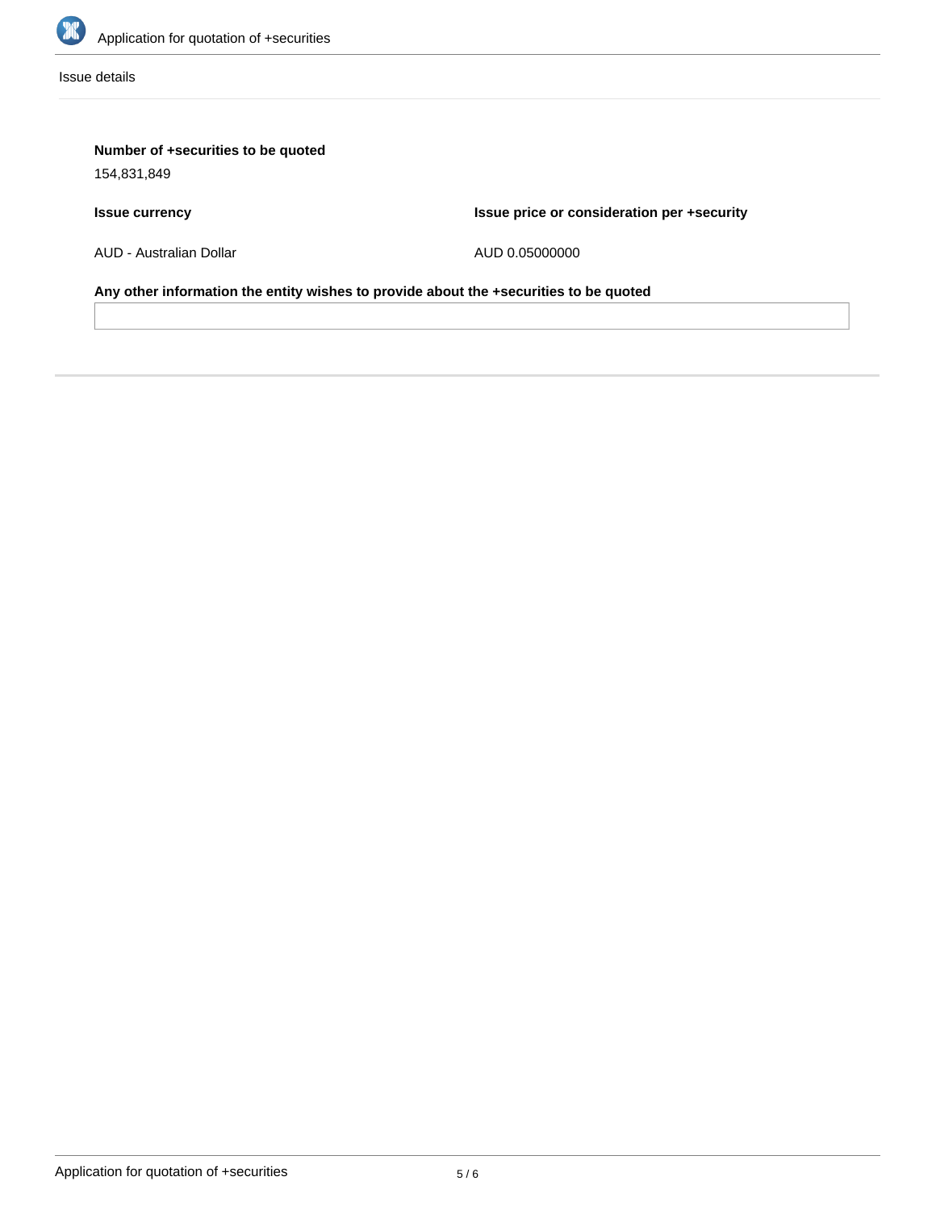Issue details

**Number of +securities to be quoted**

154,831,849

**Issue currency**

AUD - Australian Dollar

**Issue price or consideration per +security**

AUD 0.05000000

**Any other information the entity wishes to provide about the +securities to be quoted**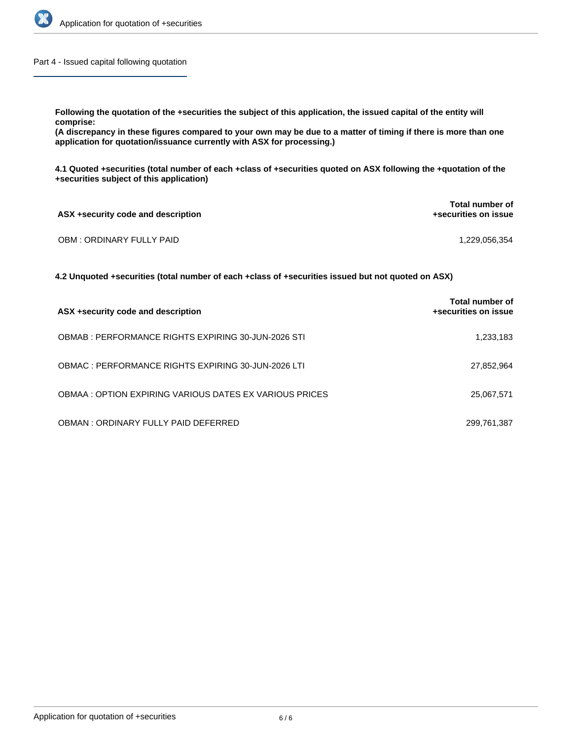## Part 4 - Issued capital following quotation

**Following the quotation of the +securities the subject of this application, the issued capital of the entity will comprise:**
**(A discrepancy in these figures compared to your own may be due to a matter of timing if there is more than one application for quotation/issuance currently with ASX for processing.)**

**4.1 Quoted +securities (total number of each +class of +securities quoted on ASX following the +quotation of the +securities subject of this application)**

| ASX +security code and description | Total number of +securities on issue |
| --- | --- |
| OBM : ORDINARY FULLY PAID | 1,229,056,354 |

**4.2 Unquoted +securities (total number of each +class of +securities issued but not quoted on ASX)**

| ASX +security code and description | Total number of +securities on issue |
| --- | --- |
| OBMAB : PERFORMANCE RIGHTS EXPIRING 30-JUN-2026 STI | 1,233,183 |
| OBMAC : PERFORMANCE RIGHTS EXPIRING 30-JUN-2026 LTI | 27,852,964 |
| OBMAA : OPTION EXPIRING VARIOUS DATES EX VARIOUS PRICES | 25,067,571 |
| OBMAN : ORDINARY FULLY PAID DEFERRED | 299,761,387 |